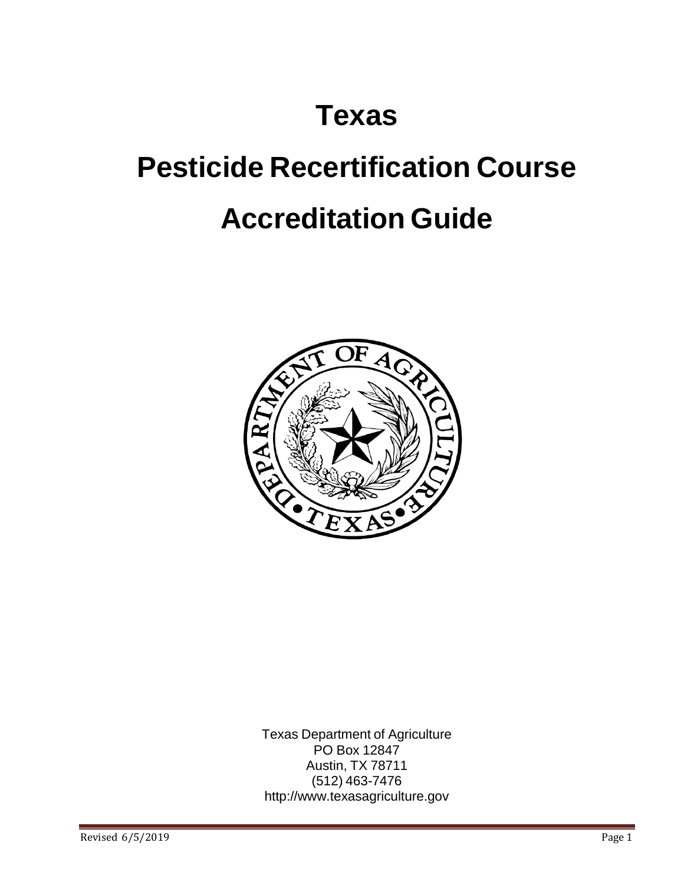# Texas

# Pesticide Recertification Course

# Accreditation Guide

Texas Department of Agriculture
PO Box 12847
Austin, TX 78711
(512) 463-7476
http://www.texasagriculture.gov

Revised 6/5/2019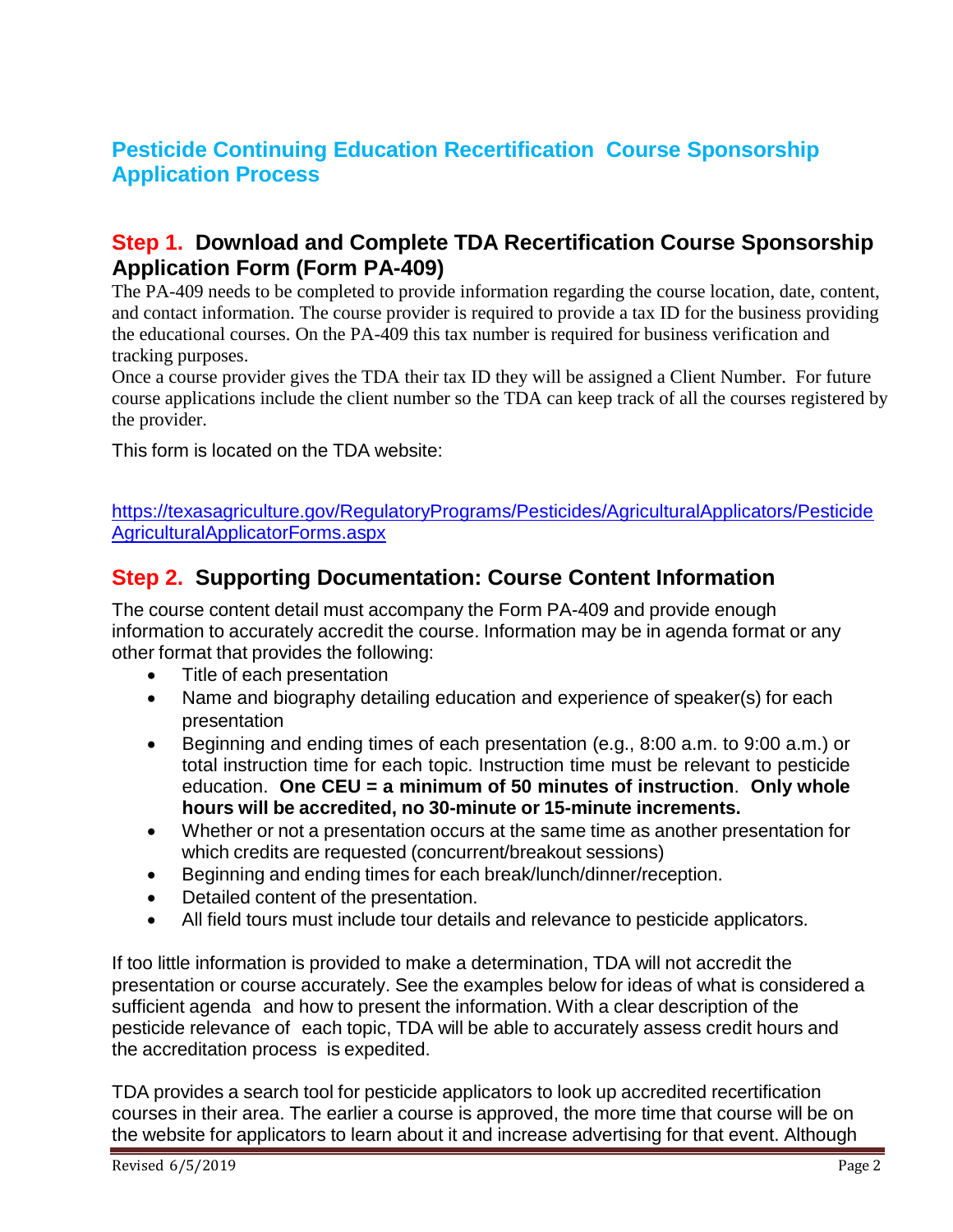# Pesticide Continuing Education Recertification Course Sponsorship Application Process

## Step 1. Download and Complete TDA Recertification Course Sponsorship Application Form (Form PA-409)

The PA-409 needs to be completed to provide information regarding the course location, date, content, and contact information. The course provider is required to provide a tax ID for the business providing the educational courses. On the PA-409 this tax number is required for business verification and tracking purposes.

Once a course provider gives the TDA their tax ID they will be assigned a Client Number. For future course applications include the client number so the TDA can keep track of all the courses registered by the provider.

This form is located on the TDA website:

https://texasagriculture.gov/RegulatoryPrograms/Pesticides/AgriculturalApplicators/PesticideAgriculturalApplicatorForms.aspx

## Step 2. Supporting Documentation: Course Content Information

The course content detail must accompany the Form PA-409 and provide enough information to accurately accredit the course. Information may be in agenda format or any other format that provides the following:

- Title of each presentation
- Name and biography detailing education and experience of speaker(s) for each presentation
- Beginning and ending times of each presentation (e.g., 8:00 a.m. to 9:00 a.m.) or total instruction time for each topic. Instruction time must be relevant to pesticide education. **One CEU = a minimum of 50 minutes of instruction**. **Only whole hours will be accredited, no 30-minute or 15-minute increments.**
- Whether or not a presentation occurs at the same time as another presentation for which credits are requested (concurrent/breakout sessions)
- Beginning and ending times for each break/lunch/dinner/reception.
- Detailed content of the presentation.
- All field tours must include tour details and relevance to pesticide applicators.

If too little information is provided to make a determination, TDA will not accredit the presentation or course accurately. See the examples below for ideas of what is considered a sufficient agenda and how to present the information. With a clear description of the pesticide relevance of each topic, TDA will be able to accurately assess credit hours and the accreditation process is expedited.

TDA provides a search tool for pesticide applicators to look up accredited recertification courses in their area. The earlier a course is approved, the more time that course will be on the website for applicators to learn about it and increase advertising for that event. Although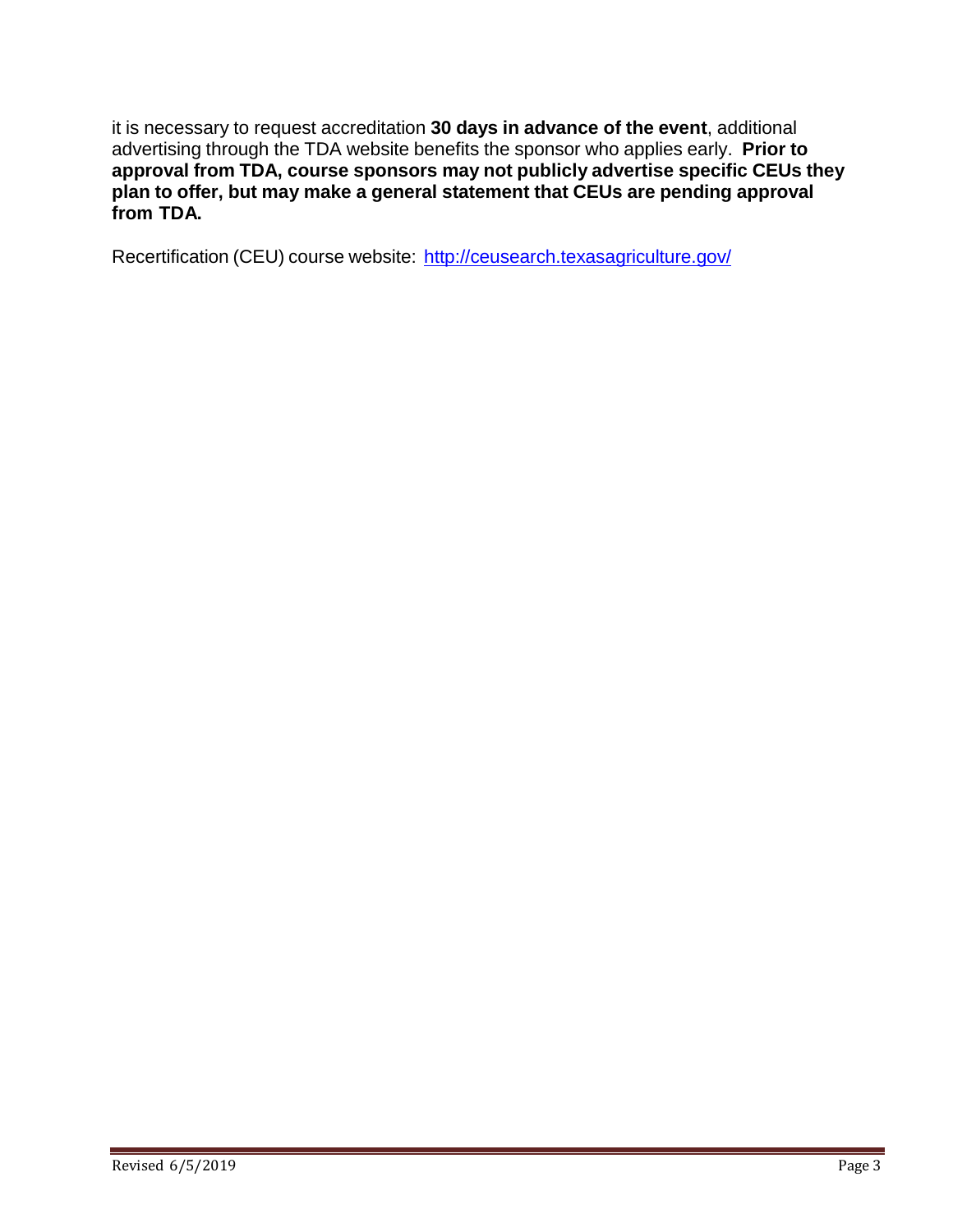it is necessary to request accreditation **30 days in advance of the event**, additional advertising through the TDA website benefits the sponsor who applies early. **Prior to approval from TDA, course sponsors may not publicly advertise specific CEUs they plan to offer, but may make a general statement that CEUs are pending approval from TDA.**

Recertification (CEU) course website: [http://ceusearch.texasagriculture.gov/](http://ceusearch.texasagriculture.gov/)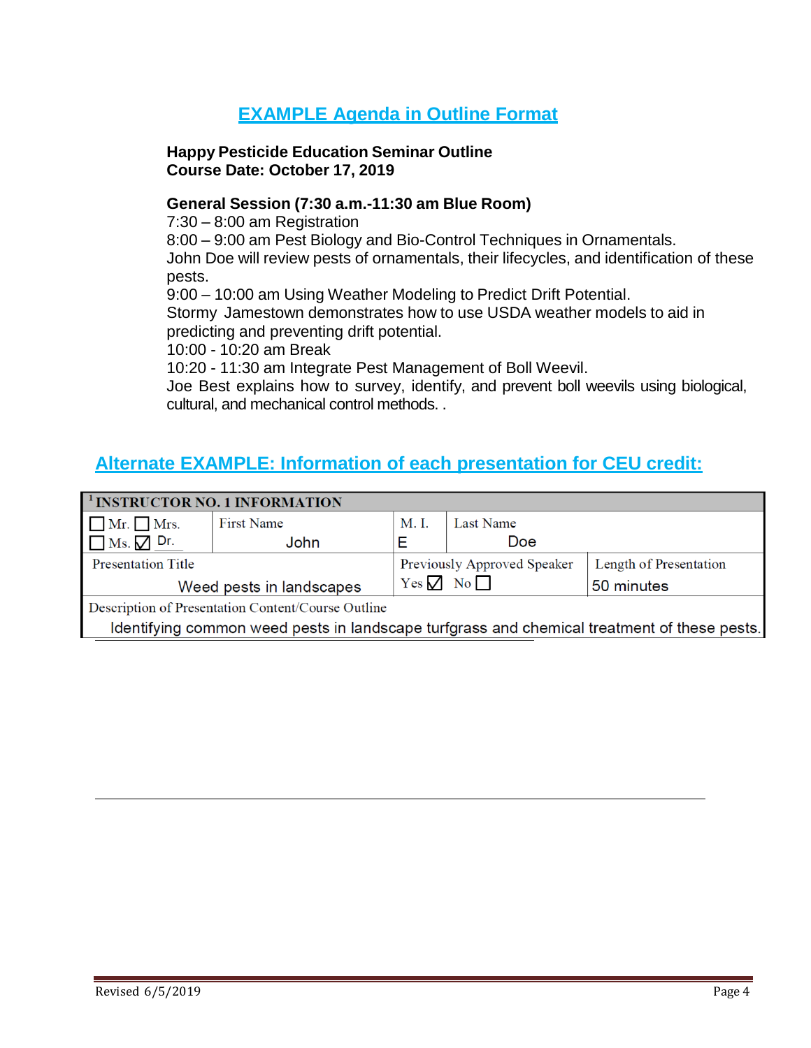## EXAMPLE Agenda in Outline Format

**Happy Pesticide Education Seminar Outline**
**Course Date: October 17, 2019**

**General Session (7:30 a.m.-11:30 am Blue Room)**
7:30 – 8:00 am Registration
8:00 – 9:00 am Pest Biology and Bio-Control Techniques in Ornamentals.
John Doe will review pests of ornamentals, their lifecycles, and identification of these pests.
9:00 – 10:00 am Using Weather Modeling to Predict Drift Potential.
Stormy Jamestown demonstrates how to use USDA weather models to aid in predicting and preventing drift potential.
10:00 - 10:20 am Break
10:20 - 11:30 am Integrate Pest Management of Boll Weevil.
Joe Best explains how to survey, identify, and prevent boll weevils using biological, cultural, and mechanical control methods. .

## Alternate EXAMPLE: Information of each presentation for CEU credit:

| [1] INSTRUCTOR NO. 1 INFORMATION | | | | |
|---|---|---|---|---|
| ☐ Mr. ☐ Mrs. ☐ Ms. ☑ Dr. | First Name<br>John | M. I.<br>E | Last Name<br>Doe | |
| Presentation Title<br>Weed pests in landscapes | | Previously Approved Speaker<br>Yes ☑ No ☐ | | Length of Presentation<br>50 minutes |
| Description of Presentation Content/Course Outline<br>Identifying common weed pests in landscape turfgrass and chemical treatment of these pests. | | | | |

Revised 6/5/2019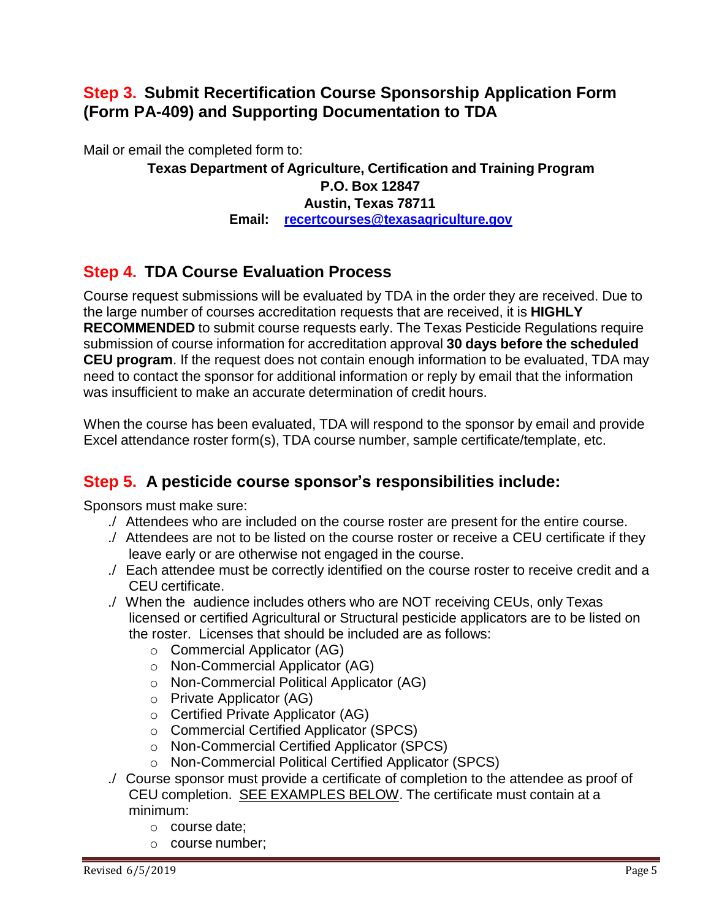## Step 3. Submit Recertification Course Sponsorship Application Form (Form PA-409) and Supporting Documentation to TDA

Mail or email the completed form to:

**Texas Department of Agriculture, Certification and Training Program**
**P.O. Box 12847**
**Austin, Texas 78711**
**Email:** recertcourses@texasagriculture.gov

## Step 4. TDA Course Evaluation Process

Course request submissions will be evaluated by TDA in the order they are received. Due to the large number of courses accreditation requests that are received, it is **HIGHLY RECOMMENDED** to submit course requests early. The Texas Pesticide Regulations require submission of course information for accreditation approval **30 days before the scheduled CEU program**. If the request does not contain enough information to be evaluated, TDA may need to contact the sponsor for additional information or reply by email that the information was insufficient to make an accurate determination of credit hours.

When the course has been evaluated, TDA will respond to the sponsor by email and provide Excel attendance roster form(s), TDA course number, sample certificate/template, etc.

## Step 5. A pesticide course sponsor's responsibilities include:

Sponsors must make sure:

- Attendees who are included on the course roster are present for the entire course.
- Attendees are not to be listed on the course roster or receive a CEU certificate if they leave early or are otherwise not engaged in the course.
- Each attendee must be correctly identified on the course roster to receive credit and a CEU certificate.
- When the audience includes others who are NOT receiving CEUs, only Texas licensed or certified Agricultural or Structural pesticide applicators are to be listed on the roster. Licenses that should be included are as follows:
  - Commercial Applicator (AG)
  - Non-Commercial Applicator (AG)
  - Non-Commercial Political Applicator (AG)
  - Private Applicator (AG)
  - Certified Private Applicator (AG)
  - Commercial Certified Applicator (SPCS)
  - Non-Commercial Certified Applicator (SPCS)
  - Non-Commercial Political Certified Applicator (SPCS)
- Course sponsor must provide a certificate of completion to the attendee as proof of CEU completion. SEE EXAMPLES BELOW. The certificate must contain at a minimum:
  - course date;
  - course number;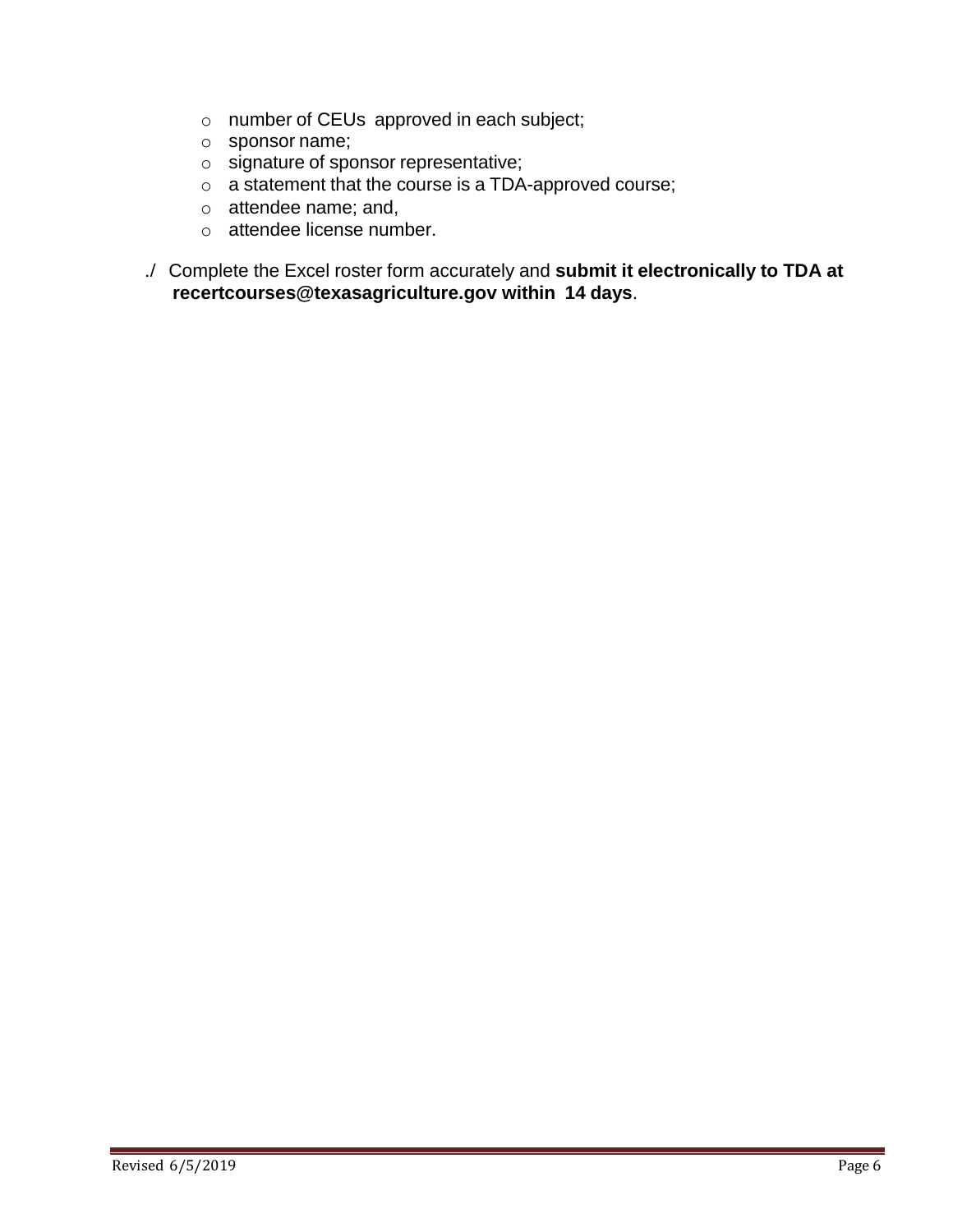- number of CEUs approved in each subject;
- sponsor name;
- signature of sponsor representative;
- a statement that the course is a TDA-approved course;
- attendee name; and,
- attendee license number.

./ Complete the Excel roster form accurately and **submit it electronically to TDA at recertcourses@texasagriculture.gov within 14 days**.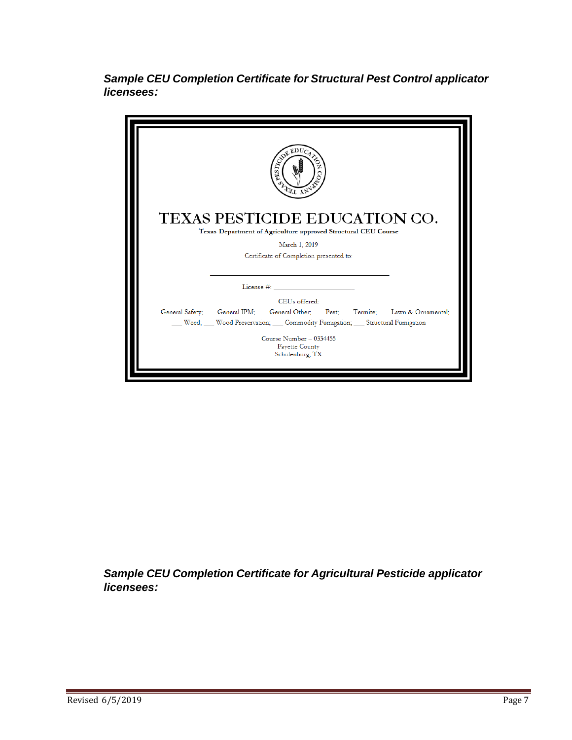***Sample CEU Completion Certificate for Structural Pest Control applicator licensees:***

TEXAS PESTICIDE EDUCATION COMPANY

TEXAS PESTICIDE EDUCATION CO.

**Texas Department of Agriculture approved Structural CEU Course**

March 1, 2019

Certificate of Completion presented to:

\_\_\_\_\_\_\_\_\_\_\_\_\_\_\_\_\_\_\_\_\_\_\_\_\_\_\_\_\_\_\_\_\_\_\_\_\_\_\_\_\_\_\_\_

License #: \_\_\_\_\_\_\_\_\_\_\_\_\_\_\_\_\_\_\_\_\_\_

CEUs offered:

\_\_\_ General Safety; \_\_\_ General IPM; \_\_\_ General Other; \_\_\_ Pest; \_\_\_ Termite; \_\_\_ Lawn & Ornamental; \_\_\_ Weed; \_\_\_ Wood Preservation; \_\_\_ Commodity Fumigation; \_\_\_ Structural Fumigation

Course Number – 0334455
Fayette County
Schulenburg, TX

***Sample CEU Completion Certificate for Agricultural Pesticide applicator licensees:***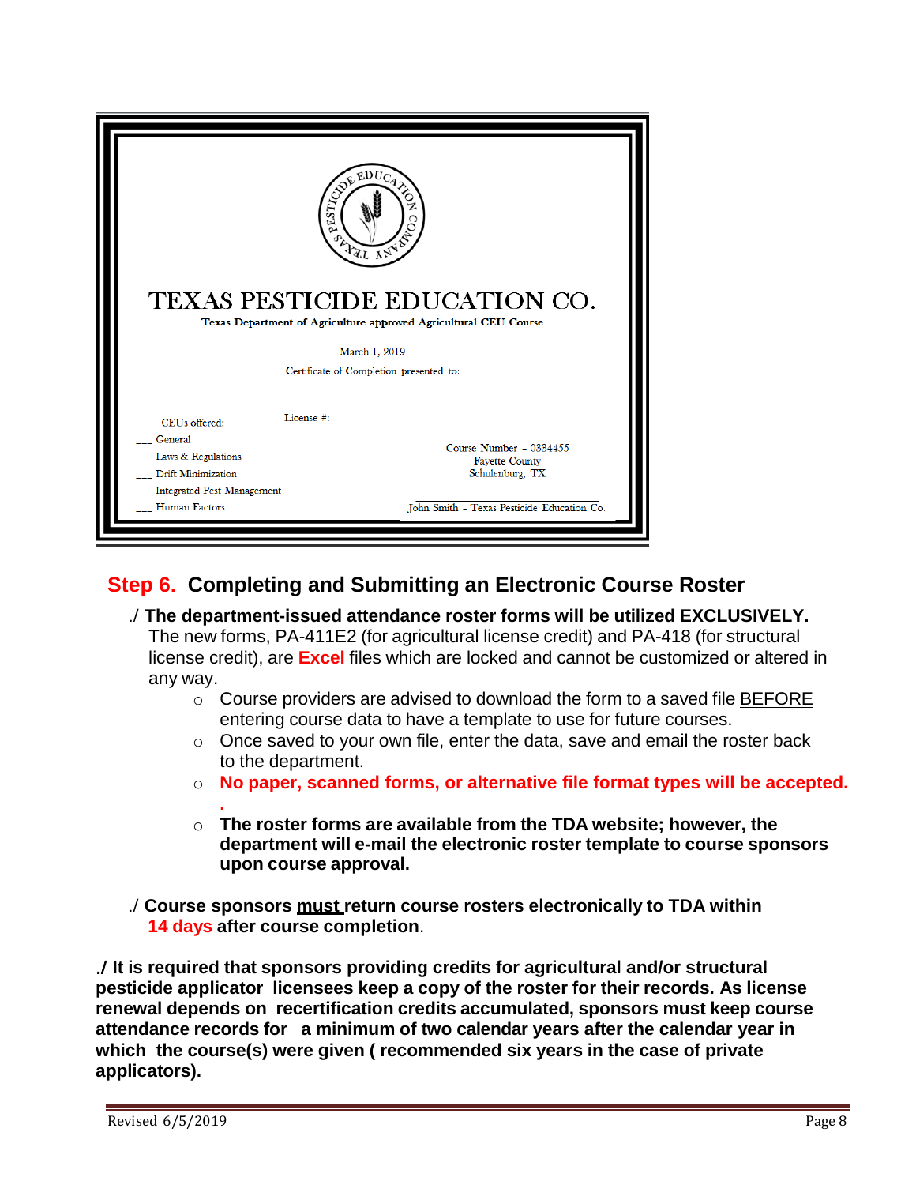TEXAS PESTICIDE EDUCATION CO.

Texas Department of Agriculture approved Agricultural CEU Course

March 1, 2019

Certificate of Completion presented to:

\_\_\_\_\_\_\_\_\_\_\_\_\_\_\_\_\_\_\_\_\_\_\_\_\_\_\_\_\_\_\_\_\_\_

License #: \_\_\_\_\_\_\_\_\_\_\_\_\_\_\_\_\_\_\_\_

CEUs offered:

\_\_\_ General

\_\_\_ Laws & Regulations

\_\_\_ Drift Minimization

\_\_\_ Integrated Pest Management

\_\_\_ Human Factors

Course Number - 0384455
Fayette County
Schulenburg, TX

\_\_\_\_\_\_\_\_\_\_\_\_\_\_\_\_\_\_\_\_\_\_\_\_\_\_\_\_
John Smith - Texas Pesticide Education Co.

## Step 6. Completing and Submitting an Electronic Course Roster

- **The department-issued attendance roster forms will be utilized EXCLUSIVELY.** The new forms, PA-411E2 (for agricultural license credit) and PA-418 (for structural license credit), are **Excel** files which are locked and cannot be customized or altered in any way.
  - Course providers are advised to download the form to a saved file BEFORE entering course data to have a template to use for future courses.
  - Once saved to your own file, enter the data, save and email the roster back to the department.
  - **No paper, scanned forms, or alternative file format types will be accepted.**
  - **The roster forms are available from the TDA website; however, the department will e-mail the electronic roster template to course sponsors upon course approval.**
- **Course sponsors must return course rosters electronically to TDA within 14 days after course completion**.

- **It is required that sponsors providing credits for agricultural and/or structural pesticide applicator licensees keep a copy of the roster for their records. As license renewal depends on recertification credits accumulated, sponsors must keep course attendance records for a minimum of two calendar years after the calendar year in which the course(s) were given ( recommended six years in the case of private applicators).**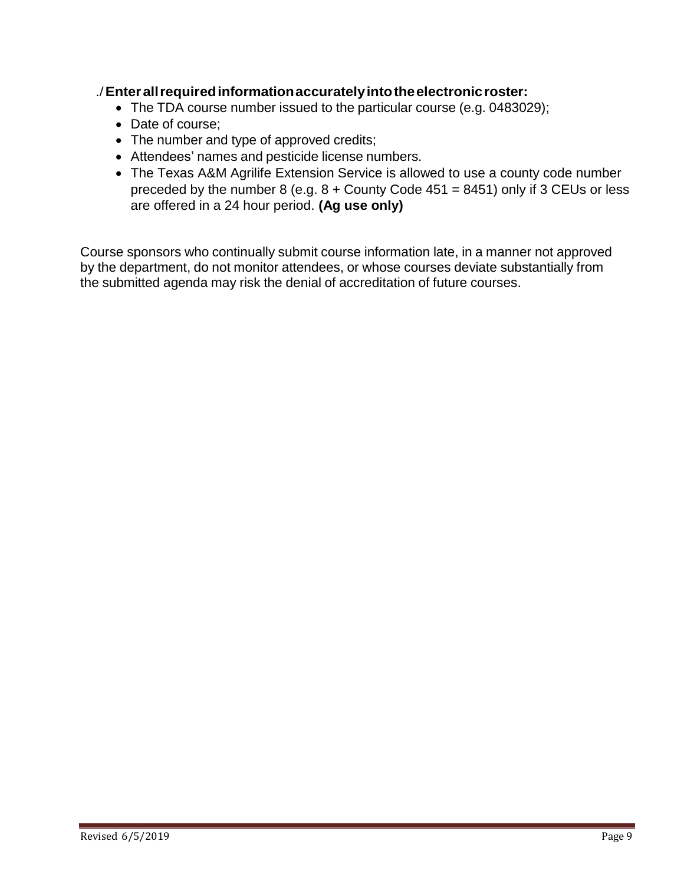✓ **Enter all required information accurately into the electronic roster:**

- The TDA course number issued to the particular course (e.g. 0483029);
- Date of course;
- The number and type of approved credits;
- Attendees' names and pesticide license numbers.
- The Texas A&M Agrilife Extension Service is allowed to use a county code number preceded by the number 8 (e.g. 8 + County Code 451 = 8451) only if 3 CEUs or less are offered in a 24 hour period. **(Ag use only)**

Course sponsors who continually submit course information late, in a manner not approved by the department, do not monitor attendees, or whose courses deviate substantially from the submitted agenda may risk the denial of accreditation of future courses.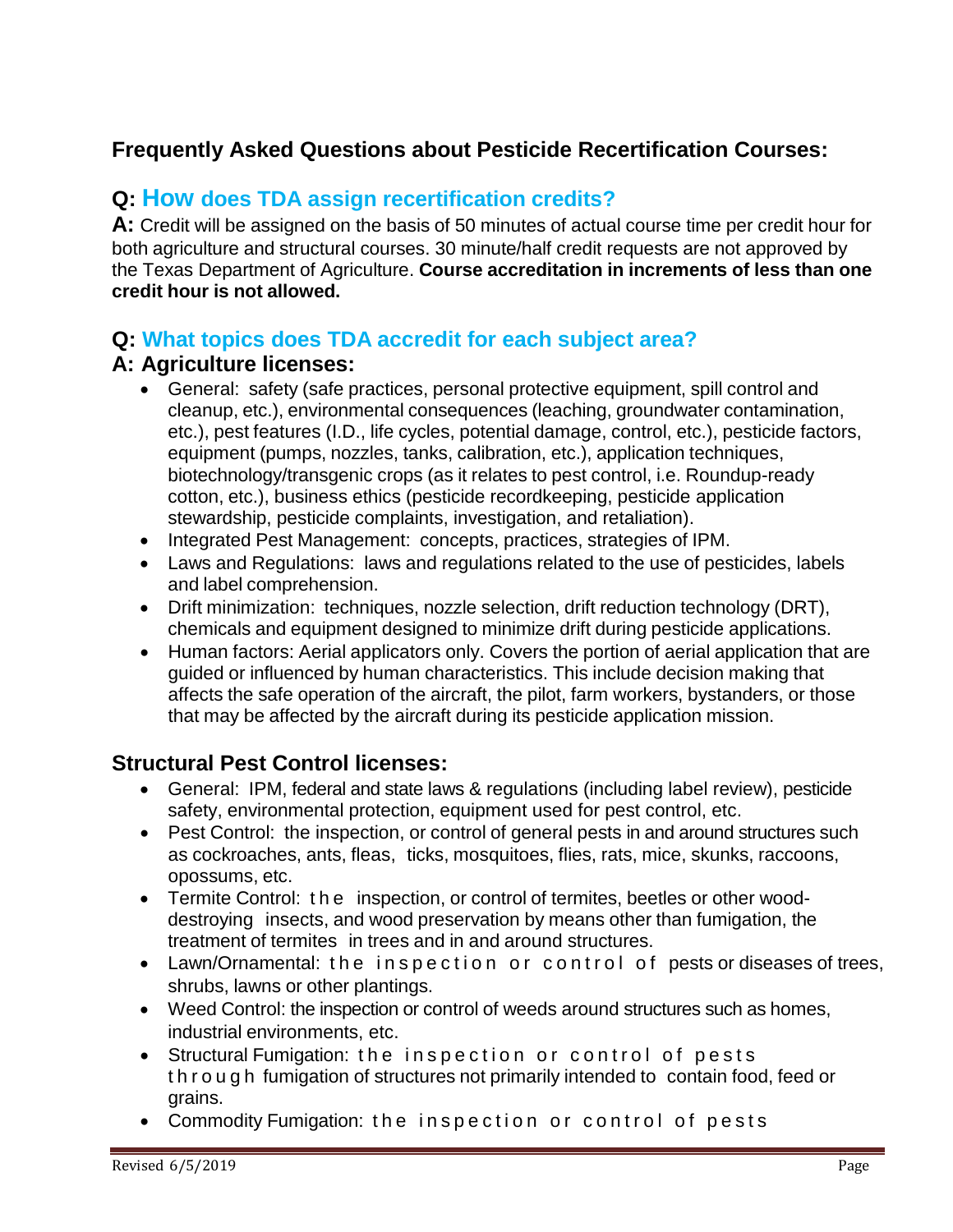## Frequently Asked Questions about Pesticide Recertification Courses:

### Q: How does TDA assign recertification credits?

**A:** Credit will be assigned on the basis of 50 minutes of actual course time per credit hour for both agriculture and structural courses. 30 minute/half credit requests are not approved by the Texas Department of Agriculture. **Course accreditation in increments of less than one credit hour is not allowed.**

### Q: What topics does TDA accredit for each subject area?

### A: Agriculture licenses:

- General: safety (safe practices, personal protective equipment, spill control and cleanup, etc.), environmental consequences (leaching, groundwater contamination, etc.), pest features (I.D., life cycles, potential damage, control, etc.), pesticide factors, equipment (pumps, nozzles, tanks, calibration, etc.), application techniques, biotechnology/transgenic crops (as it relates to pest control, i.e. Roundup-ready cotton, etc.), business ethics (pesticide recordkeeping, pesticide application stewardship, pesticide complaints, investigation, and retaliation).
- Integrated Pest Management: concepts, practices, strategies of IPM.
- Laws and Regulations: laws and regulations related to the use of pesticides, labels and label comprehension.
- Drift minimization: techniques, nozzle selection, drift reduction technology (DRT), chemicals and equipment designed to minimize drift during pesticide applications.
- Human factors: Aerial applicators only. Covers the portion of aerial application that are guided or influenced by human characteristics. This include decision making that affects the safe operation of the aircraft, the pilot, farm workers, bystanders, or those that may be affected by the aircraft during its pesticide application mission.

### Structural Pest Control licenses:

- General: IPM, federal and state laws & regulations (including label review), pesticide safety, environmental protection, equipment used for pest control, etc.
- Pest Control: the inspection, or control of general pests in and around structures such as cockroaches, ants, fleas, ticks, mosquitoes, flies, rats, mice, skunks, raccoons, opossums, etc.
- Termite Control: the inspection, or control of termites, beetles or other wood-destroying insects, and wood preservation by means other than fumigation, the treatment of termites in trees and in and around structures.
- Lawn/Ornamental: the inspection or control of pests or diseases of trees, shrubs, lawns or other plantings.
- Weed Control: the inspection or control of weeds around structures such as homes, industrial environments, etc.
- Structural Fumigation: the inspection or control of pests through fumigation of structures not primarily intended to contain food, feed or grains.
- Commodity Fumigation: the inspection or control of pests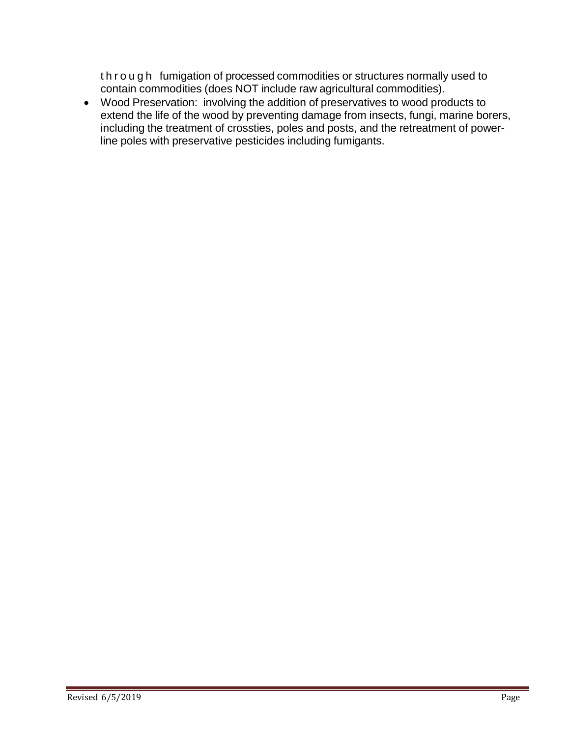through fumigation of processed commodities or structures normally used to contain commodities (does NOT include raw agricultural commodities).

- Wood Preservation: involving the addition of preservatives to wood products to extend the life of the wood by preventing damage from insects, fungi, marine borers, including the treatment of crossties, poles and posts, and the retreatment of power-line poles with preservative pesticides including fumigants.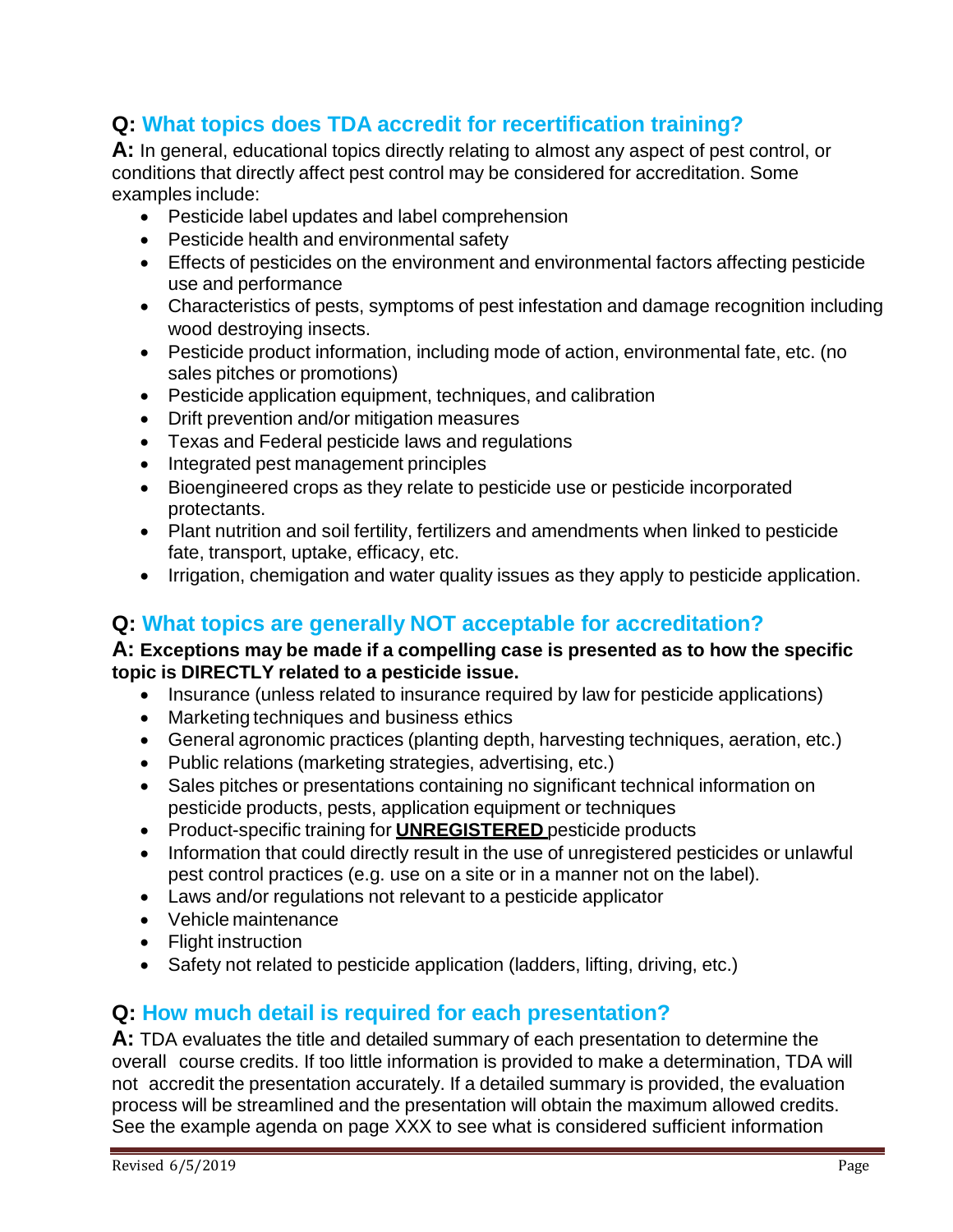## Q: What topics does TDA accredit for recertification training?

**A:** In general, educational topics directly relating to almost any aspect of pest control, or conditions that directly affect pest control may be considered for accreditation. Some examples include:

- Pesticide label updates and label comprehension
- Pesticide health and environmental safety
- Effects of pesticides on the environment and environmental factors affecting pesticide use and performance
- Characteristics of pests, symptoms of pest infestation and damage recognition including wood destroying insects.
- Pesticide product information, including mode of action, environmental fate, etc. (no sales pitches or promotions)
- Pesticide application equipment, techniques, and calibration
- Drift prevention and/or mitigation measures
- Texas and Federal pesticide laws and regulations
- Integrated pest management principles
- Bioengineered crops as they relate to pesticide use or pesticide incorporated protectants.
- Plant nutrition and soil fertility, fertilizers and amendments when linked to pesticide fate, transport, uptake, efficacy, etc.
- Irrigation, chemigation and water quality issues as they apply to pesticide application.

## Q: What topics are generally NOT acceptable for accreditation?

**A: Exceptions may be made if a compelling case is presented as to how the specific topic is DIRECTLY related to a pesticide issue.**

- Insurance (unless related to insurance required by law for pesticide applications)
- Marketing techniques and business ethics
- General agronomic practices (planting depth, harvesting techniques, aeration, etc.)
- Public relations (marketing strategies, advertising, etc.)
- Sales pitches or presentations containing no significant technical information on pesticide products, pests, application equipment or techniques
- Product-specific training for **UNREGISTERED** pesticide products
- Information that could directly result in the use of unregistered pesticides or unlawful pest control practices (e.g. use on a site or in a manner not on the label).
- Laws and/or regulations not relevant to a pesticide applicator
- Vehicle maintenance
- Flight instruction
- Safety not related to pesticide application (ladders, lifting, driving, etc.)

## Q: How much detail is required for each presentation?

**A:** TDA evaluates the title and detailed summary of each presentation to determine the overall course credits. If too little information is provided to make a determination, TDA will not accredit the presentation accurately. If a detailed summary is provided, the evaluation process will be streamlined and the presentation will obtain the maximum allowed credits. See the example agenda on page XXX to see what is considered sufficient information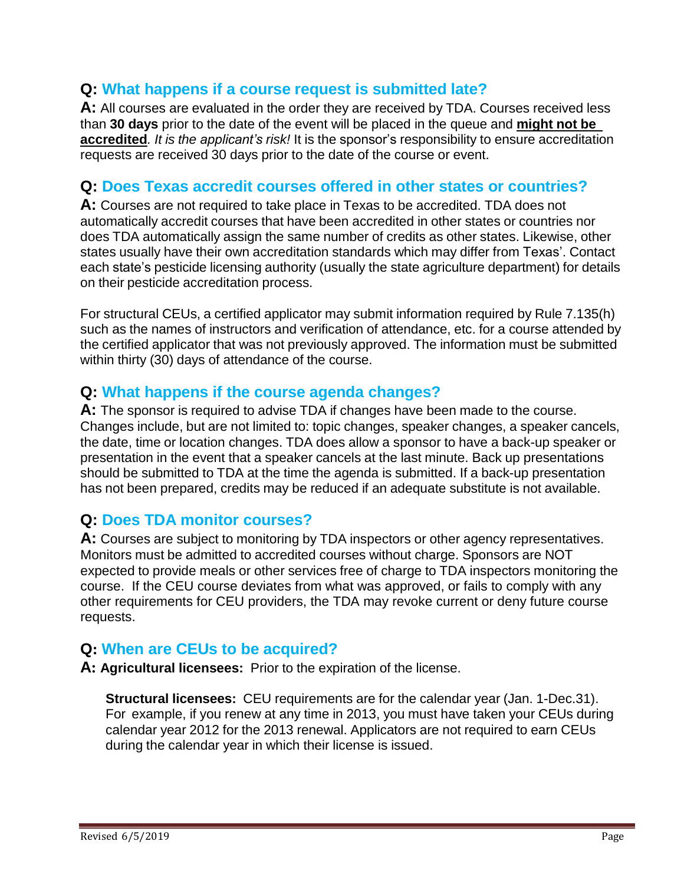## Q: What happens if a course request is submitted late?

**A:** All courses are evaluated in the order they are received by TDA. Courses received less than **30 days** prior to the date of the event will be placed in the queue and **might not be accredited**. *It is the applicant's risk!* It is the sponsor's responsibility to ensure accreditation requests are received 30 days prior to the date of the course or event.

## Q: Does Texas accredit courses offered in other states or countries?

**A:** Courses are not required to take place in Texas to be accredited. TDA does not automatically accredit courses that have been accredited in other states or countries nor does TDA automatically assign the same number of credits as other states. Likewise, other states usually have their own accreditation standards which may differ from Texas'. Contact each state's pesticide licensing authority (usually the state agriculture department) for details on their pesticide accreditation process.

For structural CEUs, a certified applicator may submit information required by Rule 7.135(h) such as the names of instructors and verification of attendance, etc. for a course attended by the certified applicator that was not previously approved. The information must be submitted within thirty (30) days of attendance of the course.

## Q: What happens if the course agenda changes?

**A:** The sponsor is required to advise TDA if changes have been made to the course. Changes include, but are not limited to: topic changes, speaker changes, a speaker cancels, the date, time or location changes. TDA does allow a sponsor to have a back-up speaker or presentation in the event that a speaker cancels at the last minute. Back up presentations should be submitted to TDA at the time the agenda is submitted. If a back-up presentation has not been prepared, credits may be reduced if an adequate substitute is not available.

## Q: Does TDA monitor courses?

**A:** Courses are subject to monitoring by TDA inspectors or other agency representatives. Monitors must be admitted to accredited courses without charge. Sponsors are NOT expected to provide meals or other services free of charge to TDA inspectors monitoring the course. If the CEU course deviates from what was approved, or fails to comply with any other requirements for CEU providers, the TDA may revoke current or deny future course requests.

## Q: When are CEUs to be acquired?

**A: Agricultural licensees:** Prior to the expiration of the license.

**Structural licensees:** CEU requirements are for the calendar year (Jan. 1-Dec.31). For example, if you renew at any time in 2013, you must have taken your CEUs during calendar year 2012 for the 2013 renewal. Applicators are not required to earn CEUs during the calendar year in which their license is issued.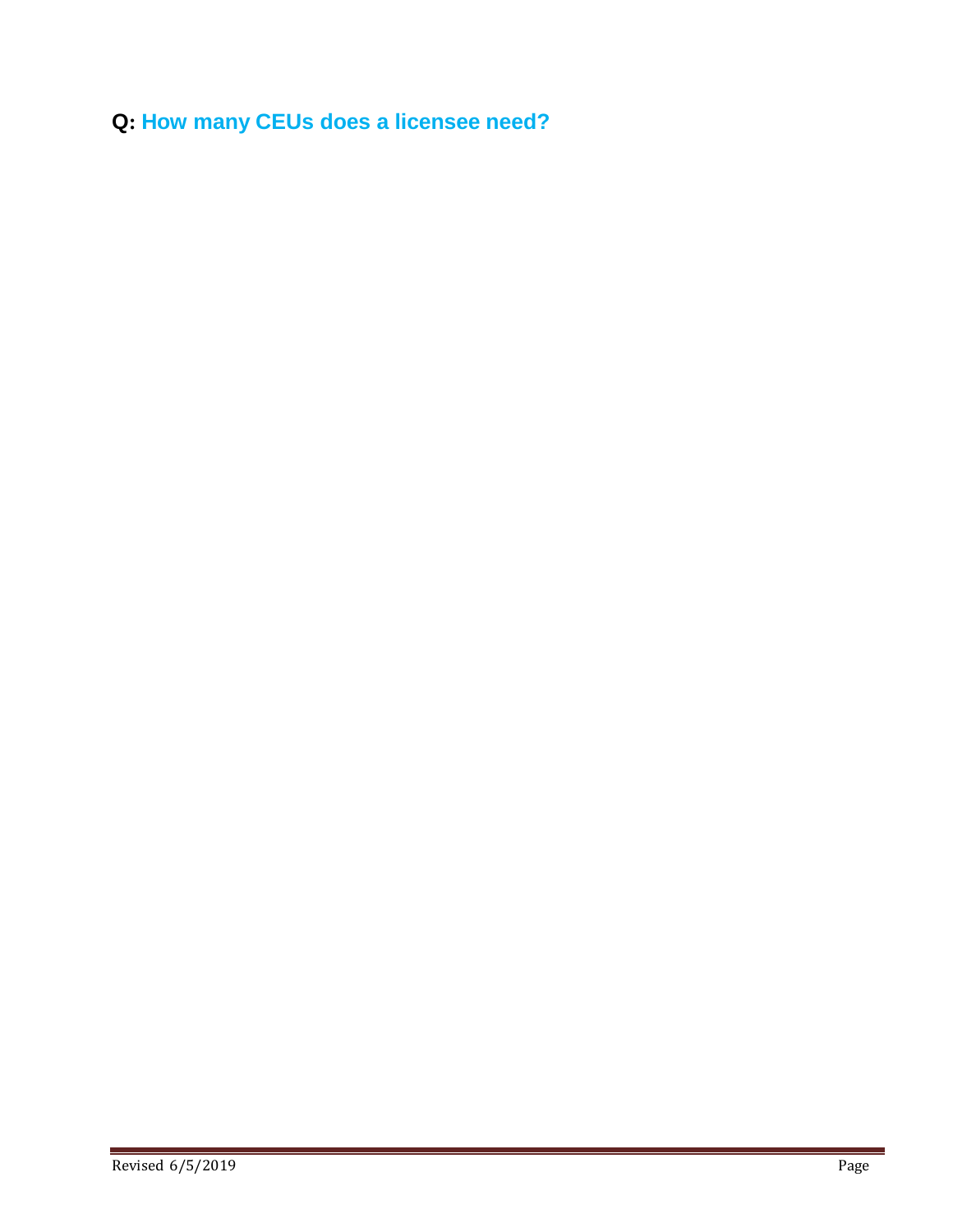**Q: How many CEUs does a licensee need?**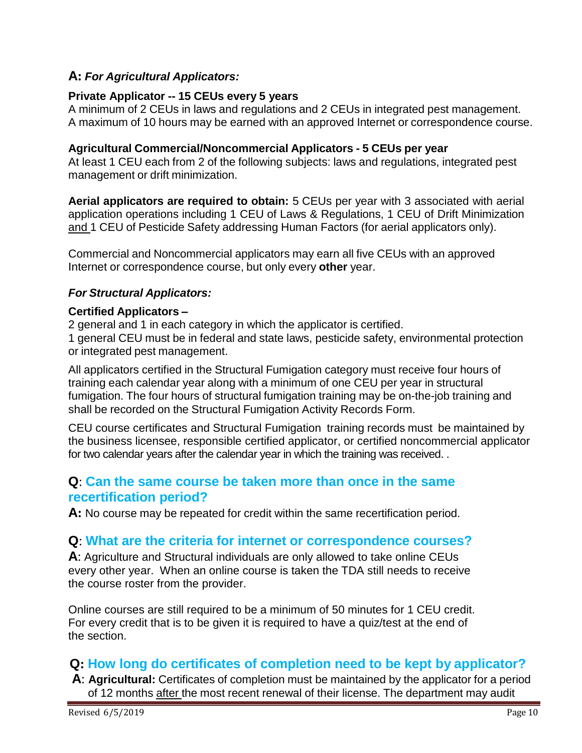**A:** ***For Agricultural Applicators:***

**Private Applicator -- 15 CEUs every 5 years**
A minimum of 2 CEUs in laws and regulations and 2 CEUs in integrated pest management. A maximum of 10 hours may be earned with an approved Internet or correspondence course.

**Agricultural Commercial/Noncommercial Applicators - 5 CEUs per year**
At least 1 CEU each from 2 of the following subjects: laws and regulations, integrated pest management or drift minimization.

**Aerial applicators are required to obtain:** 5 CEUs per year with 3 associated with aerial application operations including 1 CEU of Laws & Regulations, 1 CEU of Drift Minimization and 1 CEU of Pesticide Safety addressing Human Factors (for aerial applicators only).

Commercial and Noncommercial applicators may earn all five CEUs with an approved Internet or correspondence course, but only every **other** year.

***For Structural Applicators:***

**Certified Applicators –**
2 general and 1 in each category in which the applicator is certified.
1 general CEU must be in federal and state laws, pesticide safety, environmental protection or integrated pest management.

All applicators certified in the Structural Fumigation category must receive four hours of training each calendar year along with a minimum of one CEU per year in structural fumigation. The four hours of structural fumigation training may be on-the-job training and shall be recorded on the Structural Fumigation Activity Records Form.

CEU course certificates and Structural Fumigation training records must be maintained by the business licensee, responsible certified applicator, or certified noncommercial applicator for two calendar years after the calendar year in which the training was received. .

## Q: Can the same course be taken more than once in the same recertification period?

**A:** No course may be repeated for credit within the same recertification period.

## Q: What are the criteria for internet or correspondence courses?

**A**: Agriculture and Structural individuals are only allowed to take online CEUs every other year. When an online course is taken the TDA still needs to receive the course roster from the provider.

Online courses are still required to be a minimum of 50 minutes for 1 CEU credit. For every credit that is to be given it is required to have a quiz/test at the end of the section.

## Q: How long do certificates of completion need to be kept by applicator?

**A**: **Agricultural:** Certificates of completion must be maintained by the applicator for a period of 12 months after the most recent renewal of their license. The department may audit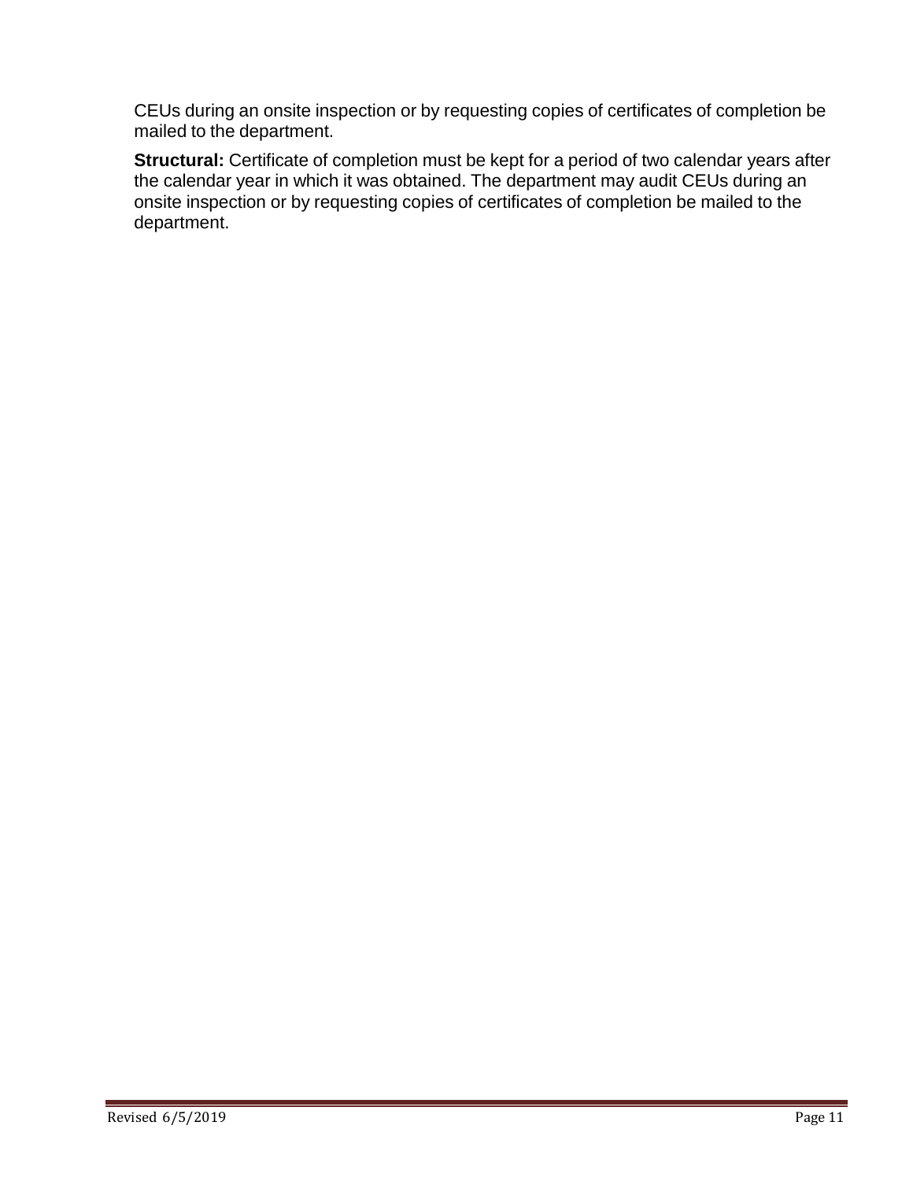CEUs during an onsite inspection or by requesting copies of certificates of completion be mailed to the department.

**Structural:** Certificate of completion must be kept for a period of two calendar years after the calendar year in which it was obtained. The department may audit CEUs during an onsite inspection or by requesting copies of certificates of completion be mailed to the department.